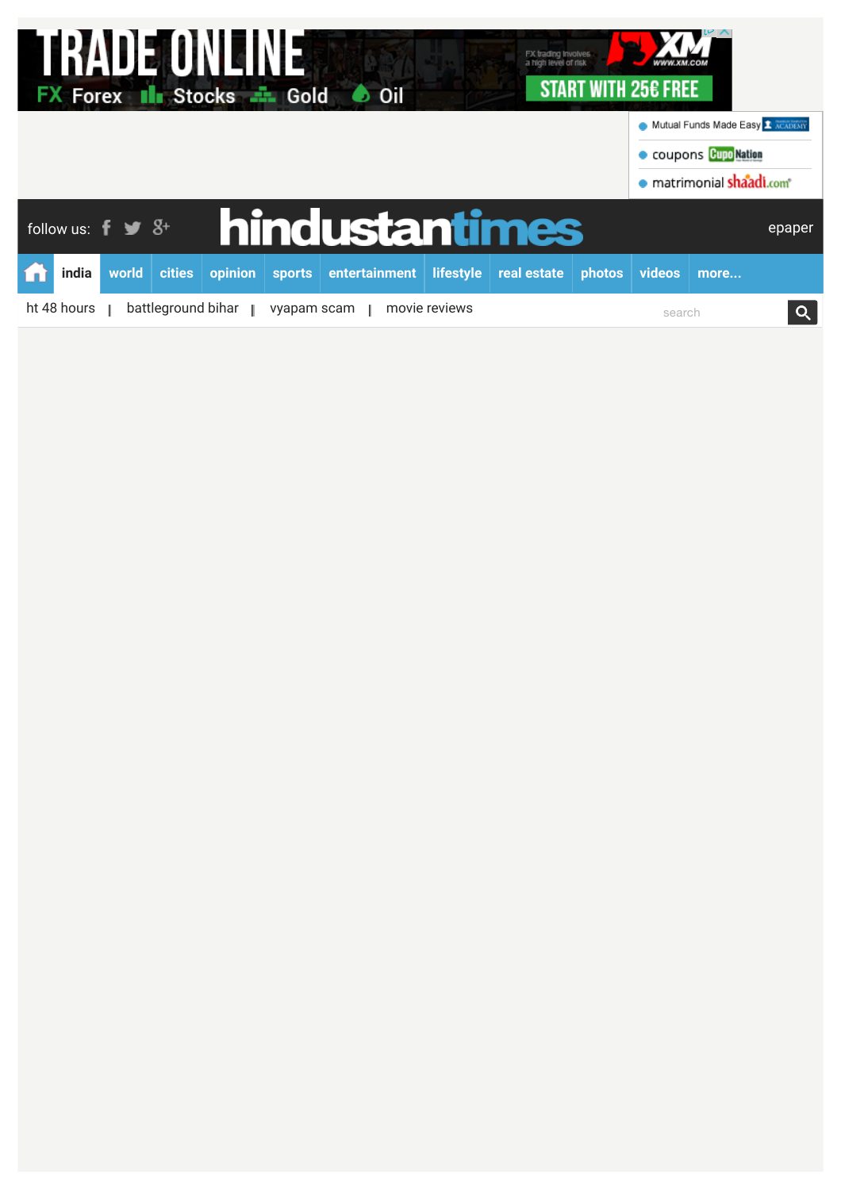TRADE ONLINE

FX Forex Stocks Gold Oil

FX trading involves a high level of risk

XM www.xm.com

START WITH 25€ FREE

- Mutual Funds Made Easy
- coupons CupoNation
- matrimonial shaadi.com

follow us:

hindustantimes

epaper

india | world | cities | opinion | sports | entertainment | lifestyle | real estate | photos | videos | more...

ht 48 hours | battleground bihar | vyapam scam | movie reviews

search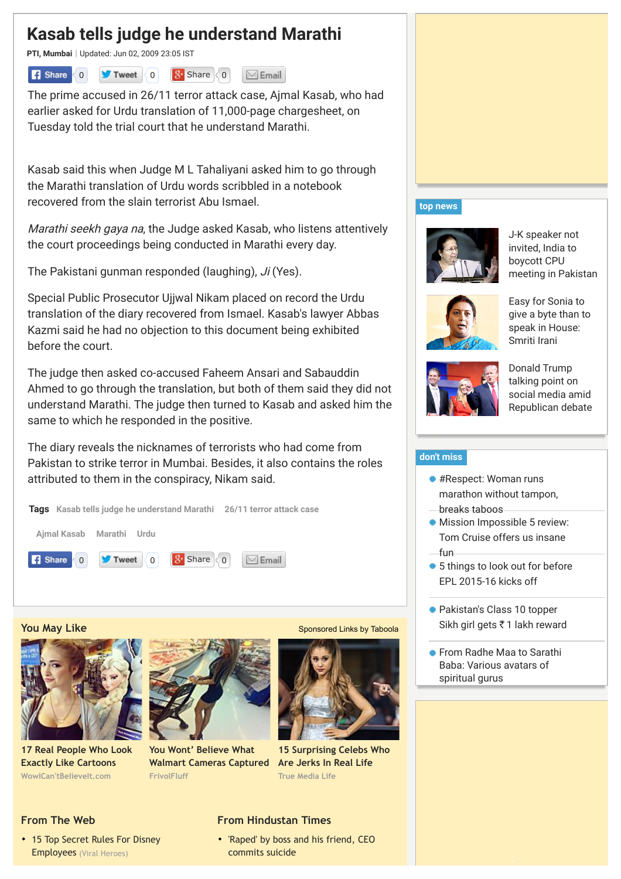# Kasab tells judge he understand Marathi

**PTI, Mumbai** | Updated: Jun 02, 2009 23:05 IST

Share 0 Tweet 0 Share 0 Email

The prime accused in 26/11 terror attack case, Ajmal Kasab, who had earlier asked for Urdu translation of 11,000-page chargesheet, on Tuesday told the trial court that he understand Marathi.

Kasab said this when Judge M L Tahaliyani asked him to go through the Marathi translation of Urdu words scribbled in a notebook recovered from the slain terrorist Abu Ismael.

*Marathi seekh gaya na*, the Judge asked Kasab, who listens attentively the court proceedings being conducted in Marathi every day.

The Pakistani gunman responded (laughing), *Ji* (Yes).

Special Public Prosecutor Ujjwal Nikam placed on record the Urdu translation of the diary recovered from Ismael. Kasab's lawyer Abbas Kazmi said he had no objection to this document being exhibited before the court.

The judge then asked co-accused Faheem Ansari and Sabauddin Ahmed to go through the translation, but both of them said they did not understand Marathi. The judge then turned to Kasab and asked him the same to which he responded in the positive.

The diary reveals the nicknames of terrorists who had come from Pakistan to strike terror in Mumbai. Besides, it also contains the roles attributed to them in the conspiracy, Nikam said.

**Tags** Kasab tells judge he understand Marathi 26/11 terror attack case Ajmal Kasab Marathi Urdu

Share 0 Tweet 0 Share 0 Email

## You May Like

Sponsored Links by Taboola

17 Real People Who Look Exactly Like Cartoons
WowICan'tBelieveIt.com

You Wont' Believe What Walmart Cameras Captured
FrivolFluff

15 Surprising Celebs Who Are Jerks In Real Life
True Media Life

### From The Web

- 15 Top Secret Rules For Disney Employees (Viral Heroes)

### From Hindustan Times

- 'Raped' by boss and his friend, CEO commits suicide

## top news

J-K speaker not invited, India to boycott CPU meeting in Pakistan

Easy for Sonia to give a byte than to speak in House: Smriti Irani

Donald Trump talking point on social media amid Republican debate

## don't miss

- #Respect: Woman runs marathon without tampon, breaks taboos
- Mission Impossible 5 review: Tom Cruise offers us insane fun
- 5 things to look out for before EPL 2015-16 kicks off
- Pakistan's Class 10 topper Sikh girl gets ₹ 1 lakh reward
- From Radhe Maa to Sarathi Baba: Various avatars of spiritual gurus